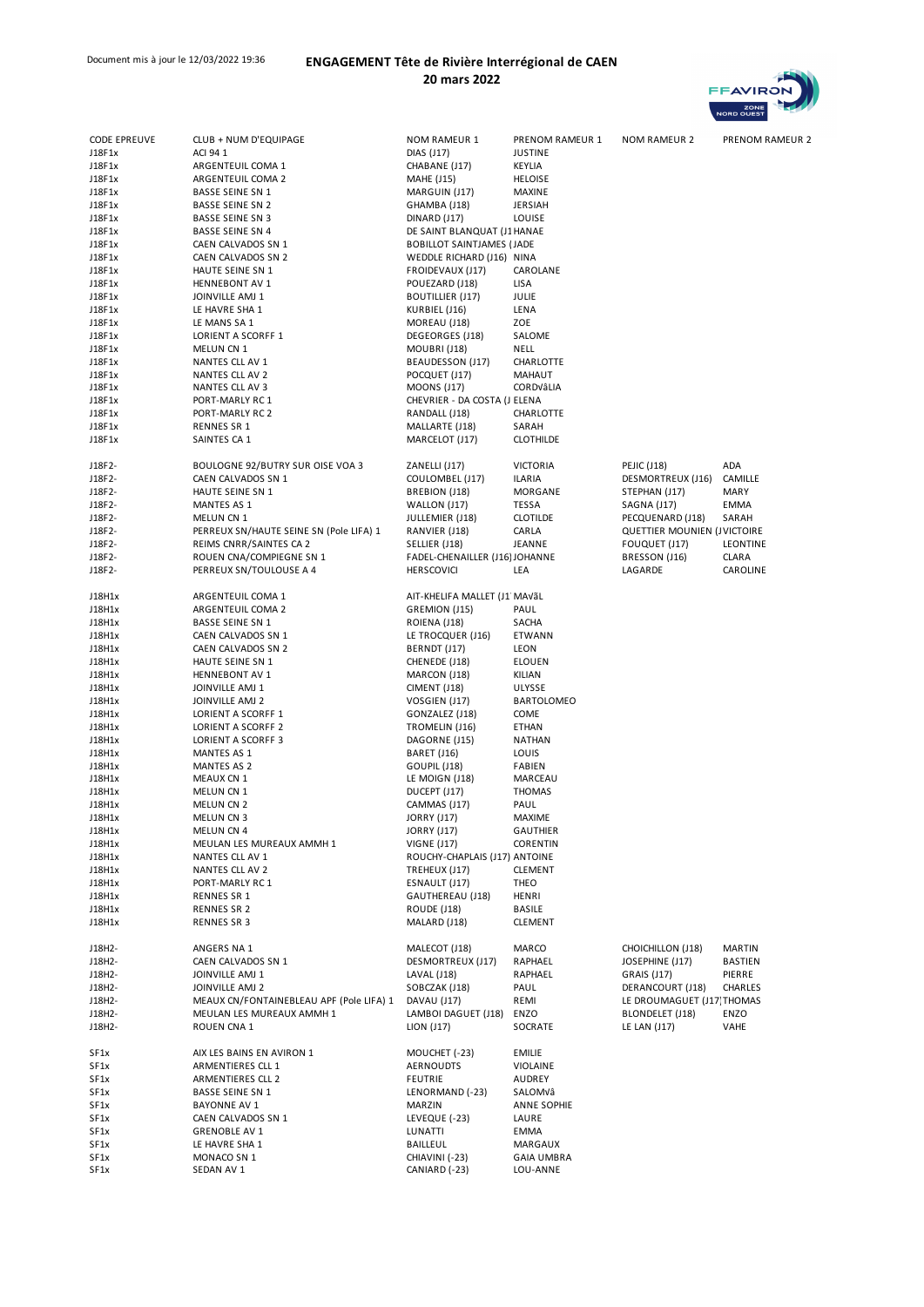Document mis à jour le 12/03/2022 19:36

# ENGAGEMENT Tête de Rivière Interrégional de CAEN
## 20 mars 2022

| CODE EPREUVE | CLUB + NUM D'EQUIPAGE | NOM RAMEUR 1 | PRENOM RAMEUR 1 | NOM RAMEUR 2 | PRENOM RAMEUR 2 |
|---|---|---|---|---|---|
| J18F1x | ACI 94 1 | DIAS (J17) | JUSTINE | | |
| J18F1x | ARGENTEUIL COMA 1 | CHABANE (J17) | KEYLIA | | |
| J18F1x | ARGENTEUIL COMA 2 | MAHE (J15) | HELOISE | | |
| J18F1x | BASSE SEINE SN 1 | MARGUIN (J17) | MAXINE | | |
| J18F1x | BASSE SEINE SN 2 | GHAMBA (J18) | JERSIAH | | |
| J18F1x | BASSE SEINE SN 3 | DINARD (J17) | LOUISE | | |
| J18F1x | BASSE SEINE SN 4 | DE SAINT BLANQUAT (J1 | HANAE | | |
| J18F1x | CAEN CALVADOS SN 1 | BOBILLOT SAINTJAMES ( | JADE | | |
| J18F1x | CAEN CALVADOS SN 2 | WEDDLE RICHARD (J16) | NINA | | |
| J18F1x | HAUTE SEINE SN 1 | FROIDEVAUX (J17) | CAROLANE | | |
| J18F1x | HENNEBONT AV 1 | POUEZARD (J18) | LISA | | |
| J18F1x | JOINVILLE AMJ 1 | BOUTILLIER (J17) | JULIE | | |
| J18F1x | LE HAVRE SHA 1 | KURBIEL (J16) | LENA | | |
| J18F1x | LE MANS SA 1 | MOREAU (J18) | ZOE | | |
| J18F1x | LORIENT A SCORFF 1 | DEGEORGES (J18) | SALOME | | |
| J18F1x | MELUN CN 1 | MOUBRI (J18) | NELL | | |
| J18F1x | NANTES CLL AV 1 | BEAUDESSON (J17) | CHARLOTTE | | |
| J18F1x | NANTES CLL AV 2 | POCQUET (J17) | MAHAUT | | |
| J18F1x | NANTES CLL AV 3 | MOONS (J17) | CORDVâLIA | | |
| J18F1x | PORT-MARLY RC 1 | CHEVRIER - DA COSTA (J | ELENA | | |
| J18F1x | PORT-MARLY RC 2 | RANDALL (J18) | CHARLOTTE | | |
| J18F1x | RENNES SR 1 | MALLARTE (J18) | SARAH | | |
| J18F1x | SAINTES CA 1 | MARCELOT (J17) | CLOTHILDE | | |
| J18F2- | BOULOGNE 92/BUTRY SUR OISE VOA 3 | ZANELLI (J17) | VICTORIA | PEJIC (J18) | ADA |
| J18F2- | CAEN CALVADOS SN 1 | COULOMBEL (J17) | ILARIA | DESMORTREUX (J16) | CAMILLE |
| J18F2- | HAUTE SEINE SN 1 | BREBION (J18) | MORGANE | STEPHAN (J17) | MARY |
| J18F2- | MANTES AS 1 | WALLON (J17) | TESSA | SAGNA (J17) | EMMA |
| J18F2- | MELUN CN 1 | JULLEMIER (J18) | CLOTILDE | PECQUENARD (J18) | SARAH |
| J18F2- | PERREUX SN/HAUTE SEINE SN (Pole LIFA) 1 | RANVIER (J18) | CARLA | QUETTIER MOUNIEN (J | VICTOIRE |
| J18F2- | REIMS CNRR/SAINTES CA 2 | SELLIER (J18) | JEANNE | FOUQUET (J17) | LEONTINE |
| J18F2- | ROUEN CNA/COMPIEGNE SN 1 | FADEL-CHENAILLER (J16) | JOHANNE | BRESSON (J16) | CLARA |
| J18F2- | PERREUX SN/TOULOUSE A 4 | HERSCOVICI | LEA | LAGARDE | CAROLINE |
| J18H1x | ARGENTEUIL COMA 1 | AIT-KHELIFA MALLET (J1 | MAVãL | | |
| J18H1x | ARGENTEUIL COMA 2 | GREMION (J15) | PAUL | | |
| J18H1x | BASSE SEINE SN 1 | ROIENA (J18) | SACHA | | |
| J18H1x | CAEN CALVADOS SN 1 | LE TROCQUER (J16) | ETWANN | | |
| J18H1x | CAEN CALVADOS SN 2 | BERNDT (J17) | LEON | | |
| J18H1x | HAUTE SEINE SN 1 | CHENEDE (J18) | ELOUEN | | |
| J18H1x | HENNEBONT AV 1 | MARCON (J18) | KILIAN | | |
| J18H1x | JOINVILLE AMJ 1 | CIMENT (J18) | ULYSSE | | |
| J18H1x | JOINVILLE AMJ 2 | VOSGIEN (J17) | BARTOLOMEO | | |
| J18H1x | LORIENT A SCORFF 1 | GONZALEZ (J18) | COME | | |
| J18H1x | LORIENT A SCORFF 2 | TROMELIN (J16) | ETHAN | | |
| J18H1x | LORIENT A SCORFF 3 | DAGORNE (J15) | NATHAN | | |
| J18H1x | MANTES AS 1 | BARET (J16) | LOUIS | | |
| J18H1x | MANTES AS 2 | GOUPIL (J18) | FABIEN | | |
| J18H1x | MEAUX CN 1 | LE MOIGN (J18) | MARCEAU | | |
| J18H1x | MELUN CN 1 | DUCEPT (J17) | THOMAS | | |
| J18H1x | MELUN CN 2 | CAMMAS (J17) | PAUL | | |
| J18H1x | MELUN CN 3 | JORRY (J17) | MAXIME | | |
| J18H1x | MELUN CN 4 | JORRY (J17) | GAUTHIER | | |
| J18H1x | MEULAN LES MUREAUX AMMH 1 | VIGNE (J17) | CORENTIN | | |
| J18H1x | NANTES CLL AV 1 | ROUCHY-CHAPLAIS (J17) | ANTOINE | | |
| J18H1x | NANTES CLL AV 2 | TREHEUX (J17) | CLEMENT | | |
| J18H1x | PORT-MARLY RC 1 | ESNAULT (J17) | THEO | | |
| J18H1x | RENNES SR 1 | GAUTHEREAU (J18) | HENRI | | |
| J18H1x | RENNES SR 2 | ROUDE (J18) | BASILE | | |
| J18H1x | RENNES SR 3 | MALARD (J18) | CLEMENT | | |
| J18H2- | ANGERS NA 1 | MALECOT (J18) | MARCO | CHOICHILLON (J18) | MARTIN |
| J18H2- | CAEN CALVADOS SN 1 | DESMORTREUX (J17) | RAPHAEL | JOSEPHINE (J17) | BASTIEN |
| J18H2- | JOINVILLE AMJ 1 | LAVAL (J18) | RAPHAEL | GRAIS (J17) | PIERRE |
| J18H2- | JOINVILLE AMJ 2 | SOBCZAK (J18) | PAUL | DERANCOURT (J18) | CHARLES |
| J18H2- | MEAUX CN/FONTAINEBLEAU APF (Pole LIFA) 1 | DAVAU (J17) | REMI | LE DROUMAGUET (J17 | THOMAS |
| J18H2- | MEULAN LES MUREAUX AMMH 1 | LAMBOI DAGUET (J18) | ENZO | BLONDELET (J18) | ENZO |
| J18H2- | ROUEN CNA 1 | LION (J17) | SOCRATE | LE LAN (J17) | VAHE |
| SF1x | AIX LES BAINS EN AVIRON 1 | MOUCHET (-23) | EMILIE | | |
| SF1x | ARMENTIERES CLL 1 | AERNOUDTS | VIOLAINE | | |
| SF1x | ARMENTIERES CLL 2 | FEUTRIE | AUDREY | | |
| SF1x | BASSE SEINE SN 1 | LENORMAND (-23) | SALOMVâ | | |
| SF1x | BAYONNE AV 1 | MARZIN | ANNE SOPHIE | | |
| SF1x | CAEN CALVADOS SN 1 | LEVEQUE (-23) | LAURE | | |
| SF1x | GRENOBLE AV 1 | LUNATTI | EMMA | | |
| SF1x | LE HAVRE SHA 1 | BAILLEUL | MARGAUX | | |
| SF1x | MONACO SN 1 | CHIAVINI (-23) | GAIA UMBRA | | |
| SF1x | SEDAN AV 1 | CANIARD (-23) | LOU-ANNE | | |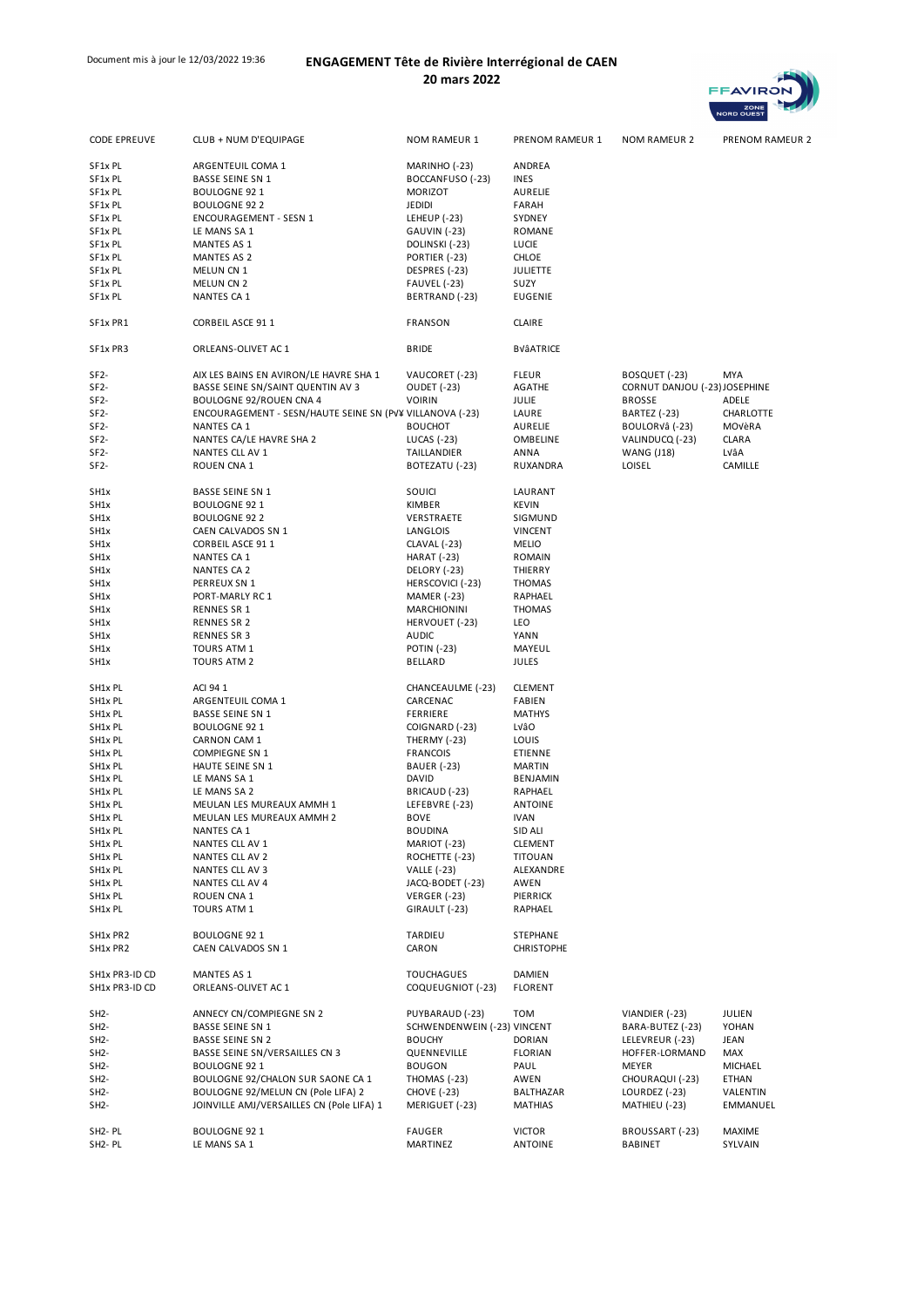Document mis à jour le 12/03/2022 19:36

# ENGAGEMENT Tête de Rivière Interrégional de CAEN
## 20 mars 2022

| CODE EPREUVE | CLUB + NUM D'EQUIPAGE | NOM RAMEUR 1 | PRENOM RAMEUR 1 | NOM RAMEUR 2 | PRENOM RAMEUR 2 |
|---|---|---|---|---|---|
| SF1x PL | ARGENTEUIL COMA 1 | MARINHO (-23) | ANDREA | | |
| SF1x PL | BASSE SEINE SN 1 | BOCCANFUSO (-23) | INES | | |
| SF1x PL | BOULOGNE 92 1 | MORIZOT | AURELIE | | |
| SF1x PL | BOULOGNE 92 2 | JEDIDI | FARAH | | |
| SF1x PL | ENCOURAGEMENT - SESN 1 | LEHEUP (-23) | SYDNEY | | |
| SF1x PL | LE MANS SA 1 | GAUVIN (-23) | ROMANE | | |
| SF1x PL | MANTES AS 1 | DOLINSKI (-23) | LUCIE | | |
| SF1x PL | MANTES AS 2 | PORTIER (-23) | CHLOE | | |
| SF1x PL | MELUN CN 1 | DESPRES (-23) | JULIETTE | | |
| SF1x PL | MELUN CN 2 | FAUVEL (-23) | SUZY | | |
| SF1x PL | NANTES CA 1 | BERTRAND (-23) | EUGENIE | | |
| SF1x PR1 | CORBEIL ASCE 91 1 | FRANSON | CLAIRE | | |
| SF1x PR3 | ORLEANS-OLIVET AC 1 | BRIDE | BVâATRICE | | |
| SF2- | AIX LES BAINS EN AVIRON/LE HAVRE SHA 1 | VAUCORET (-23) | FLEUR | BOSQUET (-23) | MYA |
| SF2- | BASSE SEINE SN/SAINT QUENTIN AV 3 | OUDET (-23) | AGATHE | CORNUT DANJOU (-23) | JOSEPHINE |
| SF2- | BOULOGNE 92/ROUEN CNA 4 | VOIRIN | JULIE | BROSSE | ADELE |
| SF2- | ENCOURAGEMENT - SESN/HAUTE SEINE SN (PV¥ | VILLANOVA (-23) | LAURE | BARTEZ (-23) | CHARLOTTE |
| SF2- | NANTES CA 1 | BOUCHOT | AURELIE | BOULORVâ (-23) | MOVèRA |
| SF2- | NANTES CA/LE HAVRE SHA 2 | LUCAS (-23) | OMBELINE | VALINDUCQ (-23) | CLARA |
| SF2- | NANTES CLL AV 1 | TAILLANDIER | ANNA | WANG (J18) | LVâA |
| SF2- | ROUEN CNA 1 | BOTEZATU (-23) | RUXANDRA | LOISEL | CAMILLE |
| SH1x | BASSE SEINE SN 1 | SOUICI | LAURANT | | |
| SH1x | BOULOGNE 92 1 | KIMBER | KEVIN | | |
| SH1x | BOULOGNE 92 2 | VERSTRAETE | SIGMUND | | |
| SH1x | CAEN CALVADOS SN 1 | LANGLOIS | VINCENT | | |
| SH1x | CORBEIL ASCE 91 1 | CLAVAL (-23) | MELIO | | |
| SH1x | NANTES CA 1 | HARAT (-23) | ROMAIN | | |
| SH1x | NANTES CA 2 | DELORY (-23) | THIERRY | | |
| SH1x | PERREUX SN 1 | HERSCOVICI (-23) | THOMAS | | |
| SH1x | PORT-MARLY RC 1 | MAMER (-23) | RAPHAEL | | |
| SH1x | RENNES SR 1 | MARCHIONINI | THOMAS | | |
| SH1x | RENNES SR 2 | HERVOUET (-23) | LEO | | |
| SH1x | RENNES SR 3 | AUDIC | YANN | | |
| SH1x | TOURS ATM 1 | POTIN (-23) | MAYEUL | | |
| SH1x | TOURS ATM 2 | BELLARD | JULES | | |
| SH1x PL | ACI 94 1 | CHANCEAULME (-23) | CLEMENT | | |
| SH1x PL | ARGENTEUIL COMA 1 | CARCENAC | FABIEN | | |
| SH1x PL | BASSE SEINE SN 1 | FERRIERE | MATHYS | | |
| SH1x PL | BOULOGNE 92 1 | COIGNARD (-23) | LVâO | | |
| SH1x PL | CARNON CAM 1 | THERMY (-23) | LOUIS | | |
| SH1x PL | COMPIEGNE SN 1 | FRANCOIS | ETIENNE | | |
| SH1x PL | HAUTE SEINE SN 1 | BAUER (-23) | MARTIN | | |
| SH1x PL | LE MANS SA 1 | DAVID | BENJAMIN | | |
| SH1x PL | LE MANS SA 2 | BRICAUD (-23) | RAPHAEL | | |
| SH1x PL | MEULAN LES MUREAUX AMMH 1 | LEFEBVRE (-23) | ANTOINE | | |
| SH1x PL | MEULAN LES MUREAUX AMMH 2 | BOVE | IVAN | | |
| SH1x PL | NANTES CA 1 | BOUDINA | SID ALI | | |
| SH1x PL | NANTES CLL AV 1 | MARIOT (-23) | CLEMENT | | |
| SH1x PL | NANTES CLL AV 2 | ROCHETTE (-23) | TITOUAN | | |
| SH1x PL | NANTES CLL AV 3 | VALLE (-23) | ALEXANDRE | | |
| SH1x PL | NANTES CLL AV 4 | JACQ-BODET (-23) | AWEN | | |
| SH1x PL | ROUEN CNA 1 | VERGER (-23) | PIERRICK | | |
| SH1x PL | TOURS ATM 1 | GIRAULT (-23) | RAPHAEL | | |
| SH1x PR2 | BOULOGNE 92 1 | TARDIEU | STEPHANE | | |
| SH1x PR2 | CAEN CALVADOS SN 1 | CARON | CHRISTOPHE | | |
| SH1x PR3-ID CD | MANTES AS 1 | TOUCHAGUES | DAMIEN | | |
| SH1x PR3-ID CD | ORLEANS-OLIVET AC 1 | COQUEUGNIOT (-23) | FLORENT | | |
| SH2- | ANNECY CN/COMPIEGNE SN 2 | PUYBARAUD (-23) | TOM | VIANDIER (-23) | JULIEN |
| SH2- | BASSE SEINE SN 1 | SCHWENDENWEIN (-23) | VINCENT | BARA-BUTEZ (-23) | YOHAN |
| SH2- | BASSE SEINE SN 2 | BOUCHY | DORIAN | LELEVREUR (-23) | JEAN |
| SH2- | BASSE SEINE SN/VERSAILLES CN 3 | QUENNEVILLE | FLORIAN | HOFFER-LORMAND | MAX |
| SH2- | BOULOGNE 92 1 | BOUGON | PAUL | MEYER | MICHAEL |
| SH2- | BOULOGNE 92/CHALON SUR SAONE CA 1 | THOMAS (-23) | AWEN | CHOURAQUI (-23) | ETHAN |
| SH2- | BOULOGNE 92/MELUN CN (Pole LIFA) 2 | CHOVE (-23) | BALTHAZAR | LOURDEZ (-23) | VALENTIN |
| SH2- | JOINVILLE AMJ/VERSAILLES CN (Pole LIFA) 1 | MERIGUET (-23) | MATHIAS | MATHIEU (-23) | EMMANUEL |
| SH2- PL | BOULOGNE 92 1 | FAUGER | VICTOR | BROUSSART (-23) | MAXIME |
| SH2- PL | LE MANS SA 1 | MARTINEZ | ANTOINE | BABINET | SYLVAIN |